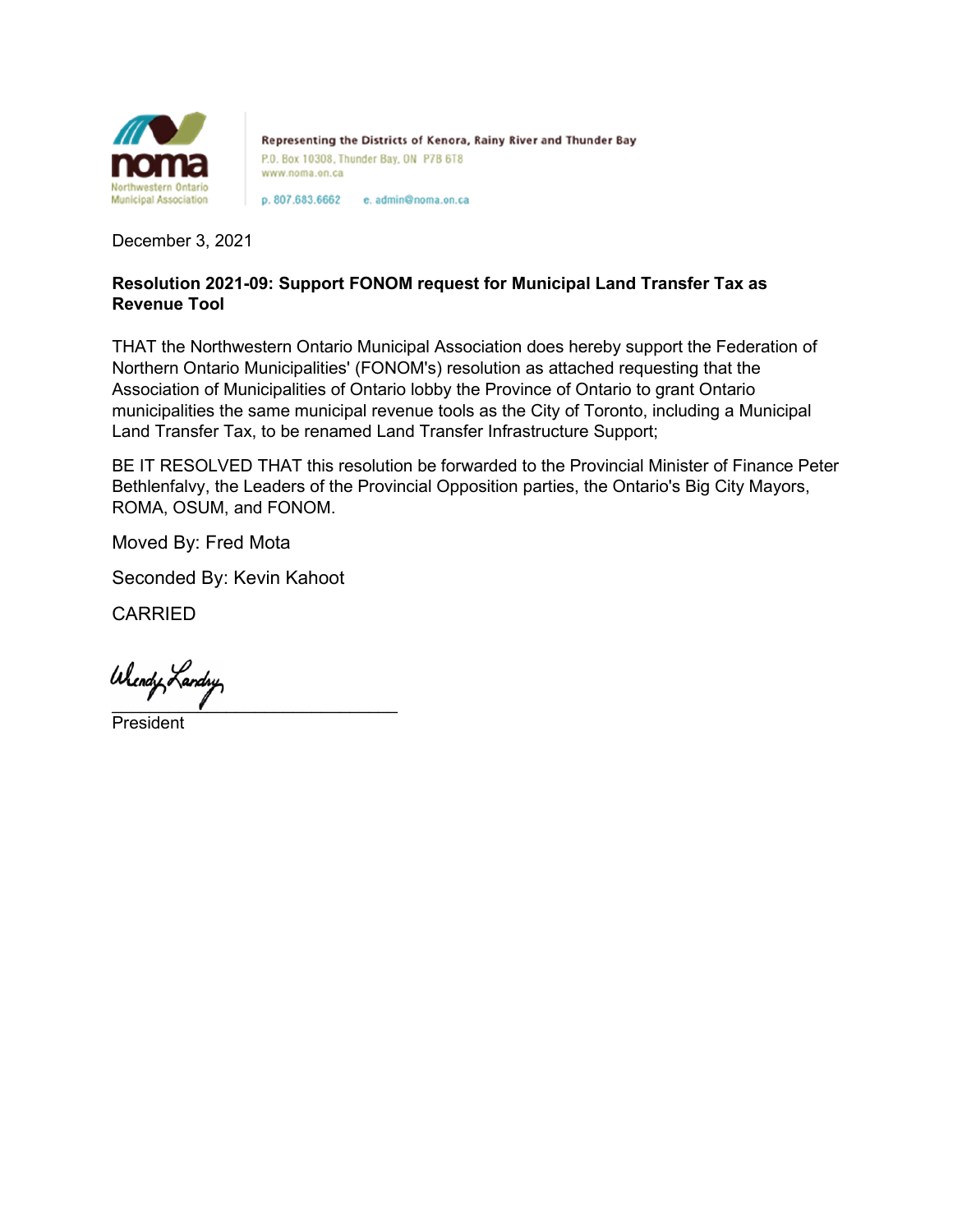noma
Northwestern Ontario Municipal Association

Representing the Districts of Kenora, Rainy River and Thunder Bay
P.O. Box 10308, Thunder Bay, ON P7B 6T8
www.noma.on.ca
p. 807.683.6662 e. admin@noma.on.ca

December 3, 2021

**Resolution 2021-09: Support FONOM request for Municipal Land Transfer Tax as Revenue Tool**

THAT the Northwestern Ontario Municipal Association does hereby support the Federation of Northern Ontario Municipalities' (FONOM's) resolution as attached requesting that the Association of Municipalities of Ontario lobby the Province of Ontario to grant Ontario municipalities the same municipal revenue tools as the City of Toronto, including a Municipal Land Transfer Tax, to be renamed Land Transfer Infrastructure Support;

BE IT RESOLVED THAT this resolution be forwarded to the Provincial Minister of Finance Peter Bethlenfalvy, the Leaders of the Provincial Opposition parties, the Ontario's Big City Mayors, ROMA, OSUM, and FONOM.

Moved By: Fred Mota

Seconded By: Kevin Kahoot

CARRIED

Wendy Landry
______________________________
President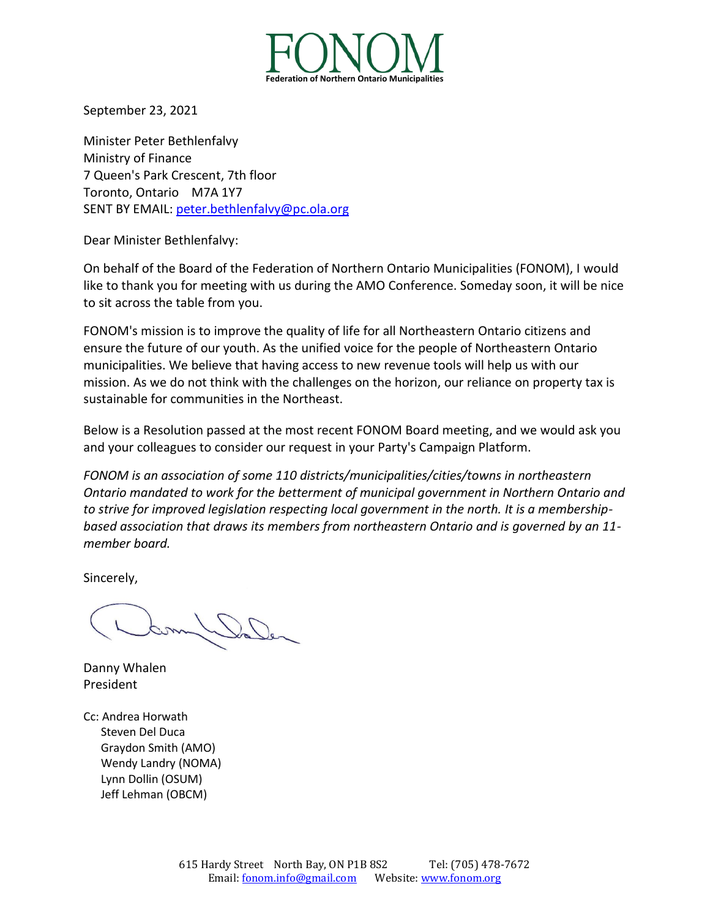# FONOM

**Federation of Northern Ontario Municipalities**

September 23, 2021

Minister Peter Bethlenfalvy
Ministry of Finance
7 Queen's Park Crescent, 7th floor
Toronto, Ontario M7A 1Y7
SENT BY EMAIL: peter.bethlenfalvy@pc.ola.org

Dear Minister Bethlenfalvy:

On behalf of the Board of the Federation of Northern Ontario Municipalities (FONOM), I would like to thank you for meeting with us during the AMO Conference. Someday soon, it will be nice to sit across the table from you.

FONOM's mission is to improve the quality of life for all Northeastern Ontario citizens and ensure the future of our youth. As the unified voice for the people of Northeastern Ontario municipalities. We believe that having access to new revenue tools will help us with our mission. As we do not think with the challenges on the horizon, our reliance on property tax is sustainable for communities in the Northeast.

Below is a Resolution passed at the most recent FONOM Board meeting, and we would ask you and your colleagues to consider our request in your Party's Campaign Platform.

*FONOM is an association of some 110 districts/municipalities/cities/towns in northeastern Ontario mandated to work for the betterment of municipal government in Northern Ontario and to strive for improved legislation respecting local government in the north. It is a membership-based association that draws its members from northeastern Ontario and is governed by an 11-member board.*

Sincerely,

Danny Whalen
President

Cc: Andrea Horwath
Steven Del Duca
Graydon Smith (AMO)
Wendy Landry (NOMA)
Lynn Dollin (OSUM)
Jeff Lehman (OBCM)

615 Hardy Street North Bay, ON P1B 8S2 Tel: (705) 478-7672
Email: fonom.info@gmail.com Website: www.fonom.org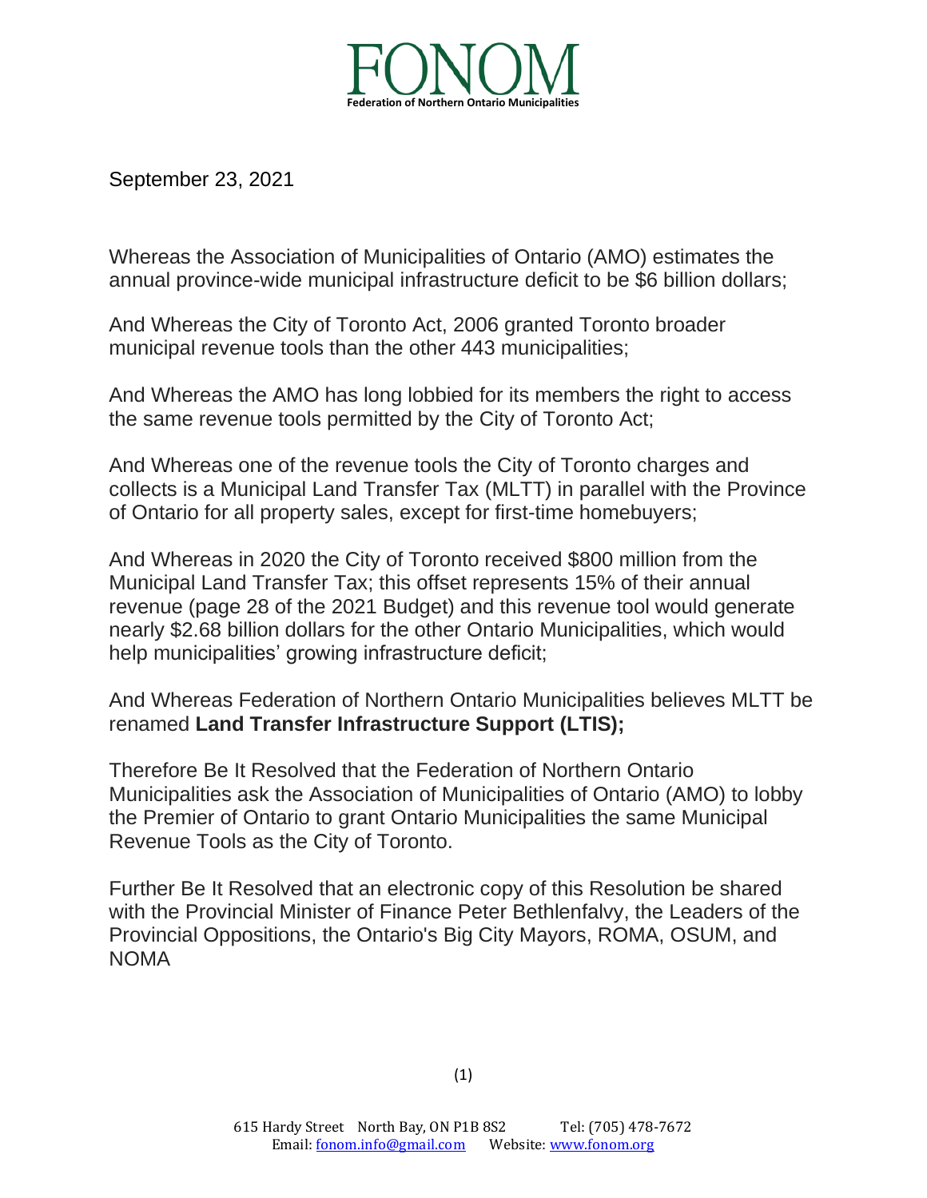# FONOM

**Federation of Northern Ontario Municipalities**

September 23, 2021

Whereas the Association of Municipalities of Ontario (AMO) estimates the annual province-wide municipal infrastructure deficit to be $6 billion dollars;

And Whereas the City of Toronto Act, 2006 granted Toronto broader municipal revenue tools than the other 443 municipalities;

And Whereas the AMO has long lobbied for its members the right to access the same revenue tools permitted by the City of Toronto Act;

And Whereas one of the revenue tools the City of Toronto charges and collects is a Municipal Land Transfer Tax (MLTT) in parallel with the Province of Ontario for all property sales, except for first-time homebuyers;

And Whereas in 2020 the City of Toronto received $800 million from the Municipal Land Transfer Tax; this offset represents 15% of their annual revenue (page 28 of the 2021 Budget) and this revenue tool would generate nearly $2.68 billion dollars for the other Ontario Municipalities, which would help municipalities' growing infrastructure deficit;

And Whereas Federation of Northern Ontario Municipalities believes MLTT be renamed **Land Transfer Infrastructure Support (LTIS);**

Therefore Be It Resolved that the Federation of Northern Ontario Municipalities ask the Association of Municipalities of Ontario (AMO) to lobby the Premier of Ontario to grant Ontario Municipalities the same Municipal Revenue Tools as the City of Toronto.

Further Be It Resolved that an electronic copy of this Resolution be shared with the Provincial Minister of Finance Peter Bethlenfalvy, the Leaders of the Provincial Oppositions, the Ontario's Big City Mayors, ROMA, OSUM, and NOMA

615 Hardy Street North Bay, ON P1B 8S2 Tel: (705) 478-7672
Email: fonom.info@gmail.com Website: www.fonom.org